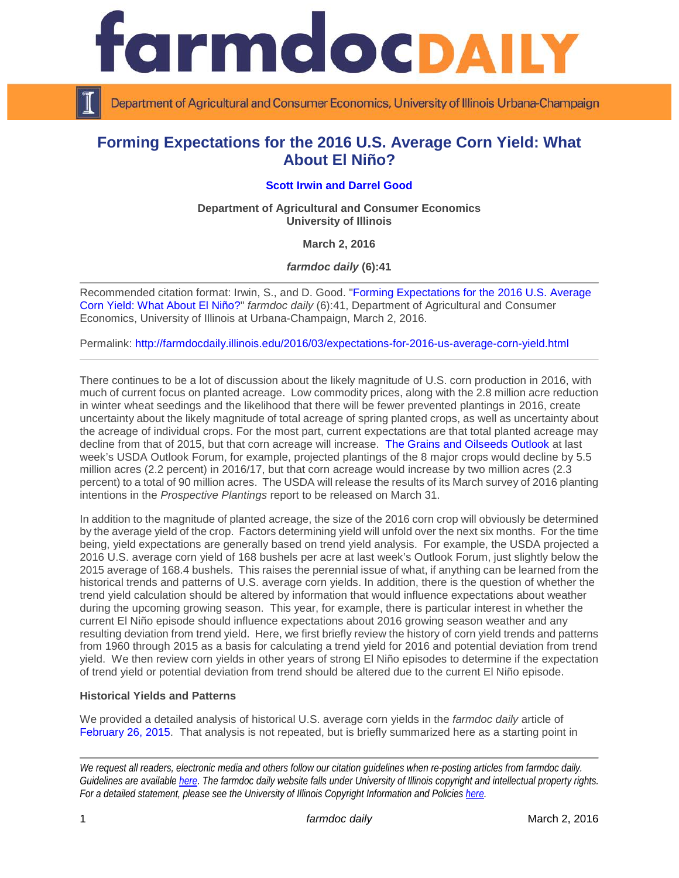# Forming Expectations for the 2016 U.S. Average Corn Yield: What About El Niño?

**Scott Irwin and Darrel Good**

**Department of Agricultural and Consumer Economics**
**University of Illinois**

**March 2, 2016**

***farmdoc daily* (6):41**

Recommended citation format: Irwin, S., and D. Good. "Forming Expectations for the 2016 U.S. Average Corn Yield: What About El Niño?" *farmdoc daily* (6):41, Department of Agricultural and Consumer Economics, University of Illinois at Urbana-Champaign, March 2, 2016.

Permalink: http://farmdocdaily.illinois.edu/2016/03/expectations-for-2016-us-average-corn-yield.html

---

There continues to be a lot of discussion about the likely magnitude of U.S. corn production in 2016, with much of current focus on planted acreage. Low commodity prices, along with the 2.8 million acre reduction in winter wheat seedings and the likelihood that there will be fewer prevented plantings in 2016, create uncertainty about the likely magnitude of total acreage of spring planted crops, as well as uncertainty about the acreage of individual crops. For the most part, current expectations are that total planted acreage may decline from that of 2015, but that corn acreage will increase. The Grains and Oilseeds Outlook at last week's USDA Outlook Forum, for example, projected plantings of the 8 major crops would decline by 5.5 million acres (2.2 percent) in 2016/17, but that corn acreage would increase by two million acres (2.3 percent) to a total of 90 million acres. The USDA will release the results of its March survey of 2016 planting intentions in the *Prospective Plantings* report to be released on March 31.

In addition to the magnitude of planted acreage, the size of the 2016 corn crop will obviously be determined by the average yield of the crop. Factors determining yield will unfold over the next six months. For the time being, yield expectations are generally based on trend yield analysis. For example, the USDA projected a 2016 U.S. average corn yield of 168 bushels per acre at last week's Outlook Forum, just slightly below the 2015 average of 168.4 bushels. This raises the perennial issue of what, if anything can be learned from the historical trends and patterns of U.S. average corn yields. In addition, there is the question of whether the trend yield calculation should be altered by information that would influence expectations about weather during the upcoming growing season. This year, for example, there is particular interest in whether the current El Niño episode should influence expectations about 2016 growing season weather and any resulting deviation from trend yield. Here, we first briefly review the history of corn yield trends and patterns from 1960 through 2015 as a basis for calculating a trend yield for 2016 and potential deviation from trend yield. We then review corn yields in other years of strong El Niño episodes to determine if the expectation of trend yield or potential deviation from trend should be altered due to the current El Niño episode.

**Historical Yields and Patterns**

We provided a detailed analysis of historical U.S. average corn yields in the *farmdoc daily* article of February 26, 2015. That analysis is not repeated, but is briefly summarized here as a starting point in

---

*We request all readers, electronic media and others follow our citation guidelines when re-posting articles from farmdoc daily. Guidelines are available here. The farmdoc daily website falls under University of Illinois copyright and intellectual property rights. For a detailed statement, please see the University of Illinois Copyright Information and Policies here.*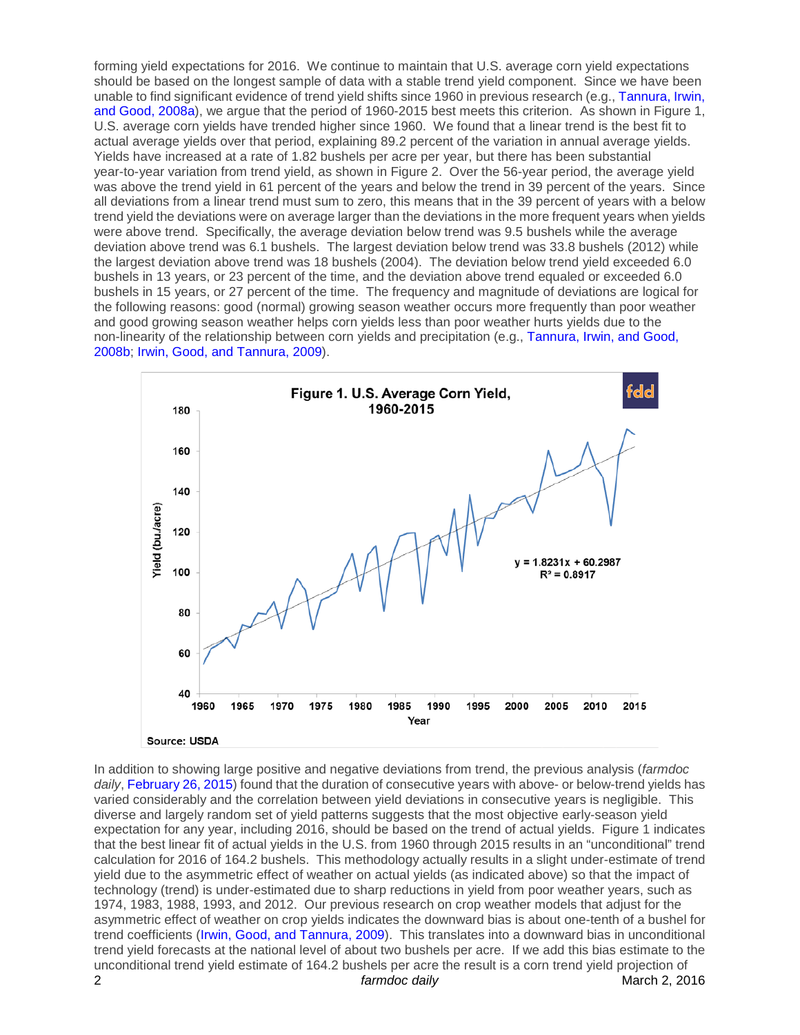forming yield expectations for 2016. We continue to maintain that U.S. average corn yield expectations should be based on the longest sample of data with a stable trend yield component. Since we have been unable to find significant evidence of trend yield shifts since 1960 in previous research (e.g., Tannura, Irwin, and Good, 2008a), we argue that the period of 1960-2015 best meets this criterion. As shown in Figure 1, U.S. average corn yields have trended higher since 1960. We found that a linear trend is the best fit to actual average yields over that period, explaining 89.2 percent of the variation in annual average yields. Yields have increased at a rate of 1.82 bushels per acre per year, but there has been substantial year-to-year variation from trend yield, as shown in Figure 2. Over the 56-year period, the average yield was above the trend yield in 61 percent of the years and below the trend in 39 percent of the years. Since all deviations from a linear trend must sum to zero, this means that in the 39 percent of years with a below trend yield the deviations were on average larger than the deviations in the more frequent years when yields were above trend. Specifically, the average deviation below trend was 9.5 bushels while the average deviation above trend was 6.1 bushels. The largest deviation below trend was 33.8 bushels (2012) while the largest deviation above trend was 18 bushels (2004). The deviation below trend yield exceeded 6.0 bushels in 13 years, or 23 percent of the time, and the deviation above trend equaled or exceeded 6.0 bushels in 15 years, or 27 percent of the time. The frequency and magnitude of deviations are logical for the following reasons: good (normal) growing season weather occurs more frequently than poor weather and good growing season weather helps corn yields less than poor weather hurts yields due to the non-linearity of the relationship between corn yields and precipitation (e.g., Tannura, Irwin, and Good, 2008b; Irwin, Good, and Tannura, 2009).

**Figure 1. U.S. Average Corn Yield, 1960-2015**

$y = 1.8231x + 60.2987$
$R^2 = 0.8917$

Source: USDA

In addition to showing large positive and negative deviations from trend, the previous analysis (*farmdoc daily*, February 26, 2015) found that the duration of consecutive years with above- or below-trend yields has varied considerably and the correlation between yield deviations in consecutive years is negligible. This diverse and largely random set of yield patterns suggests that the most objective early-season yield expectation for any year, including 2016, should be based on the trend of actual yields. Figure 1 indicates that the best linear fit of actual yields in the U.S. from 1960 through 2015 results in an "unconditional" trend calculation for 2016 of 164.2 bushels. This methodology actually results in a slight under-estimate of trend yield due to the asymmetric effect of weather on actual yields (as indicated above) so that the impact of technology (trend) is under-estimated due to sharp reductions in yield from poor weather years, such as 1974, 1983, 1988, 1993, and 2012. Our previous research on crop weather models that adjust for the asymmetric effect of weather on crop yields indicates the downward bias is about one-tenth of a bushel for trend coefficients (Irwin, Good, and Tannura, 2009). This translates into a downward bias in unconditional trend yield forecasts at the national level of about two bushels per acre. If we add this bias estimate to the unconditional trend yield estimate of 164.2 bushels per acre the result is a corn trend yield projection of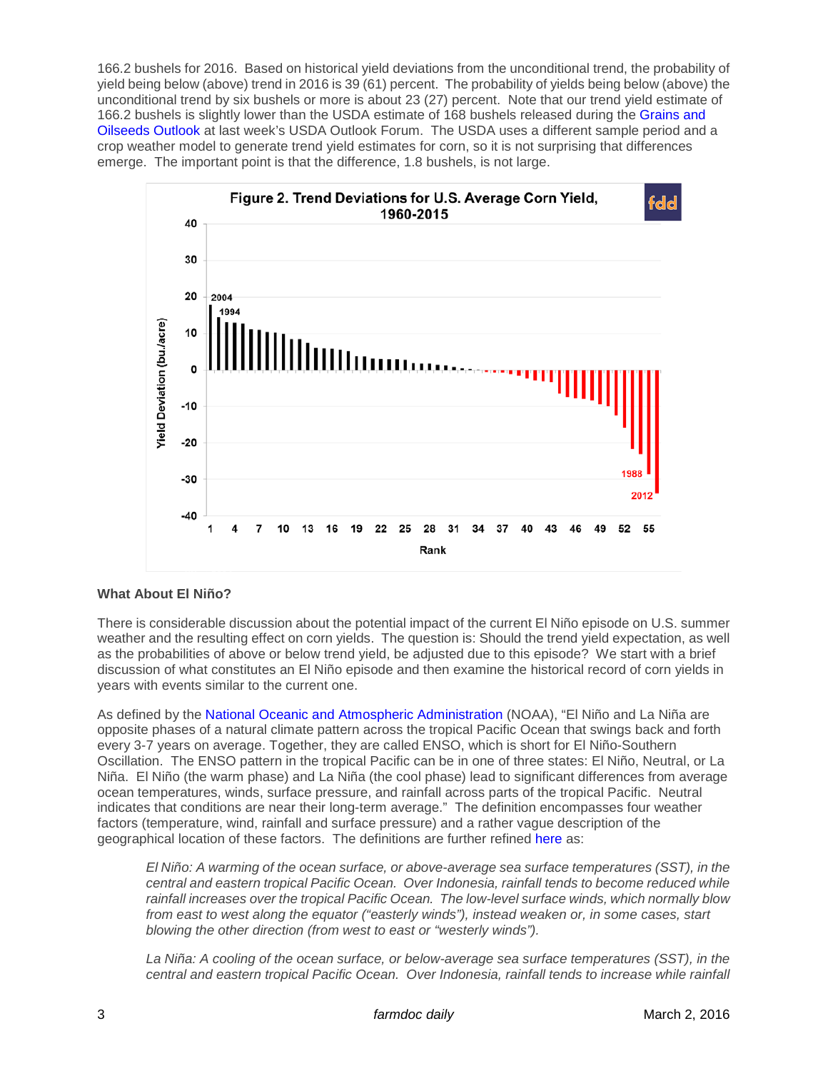166.2 bushels for 2016. Based on historical yield deviations from the unconditional trend, the probability of yield being below (above) trend in 2016 is 39 (61) percent. The probability of yields being below (above) the unconditional trend by six bushels or more is about 23 (27) percent. Note that our trend yield estimate of 166.2 bushels is slightly lower than the USDA estimate of 168 bushels released during the Grains and Oilseeds Outlook at last week's USDA Outlook Forum. The USDA uses a different sample period and a crop weather model to generate trend yield estimates for corn, so it is not surprising that differences emerge. The important point is that the difference, 1.8 bushels, is not large.

Figure 2. Trend Deviations for U.S. Average Corn Yield, 1960-2015

## What About El Niño?

There is considerable discussion about the potential impact of the current El Niño episode on U.S. summer weather and the resulting effect on corn yields. The question is: Should the trend yield expectation, as well as the probabilities of above or below trend yield, be adjusted due to this episode? We start with a brief discussion of what constitutes an El Niño episode and then examine the historical record of corn yields in years with events similar to the current one.

As defined by the National Oceanic and Atmospheric Administration (NOAA), "El Niño and La Niña are opposite phases of a natural climate pattern across the tropical Pacific Ocean that swings back and forth every 3-7 years on average. Together, they are called ENSO, which is short for El Niño-Southern Oscillation. The ENSO pattern in the tropical Pacific can be in one of three states: El Niño, Neutral, or La Niña. El Niño (the warm phase) and La Niña (the cool phase) lead to significant differences from average ocean temperatures, winds, surface pressure, and rainfall across parts of the tropical Pacific. Neutral indicates that conditions are near their long-term average." The definition encompasses four weather factors (temperature, wind, rainfall and surface pressure) and a rather vague description of the geographical location of these factors. The definitions are further refined here as:

> *El Niño: A warming of the ocean surface, or above-average sea surface temperatures (SST), in the central and eastern tropical Pacific Ocean. Over Indonesia, rainfall tends to become reduced while rainfall increases over the tropical Pacific Ocean. The low-level surface winds, which normally blow from east to west along the equator ("easterly winds"), instead weaken or, in some cases, start blowing the other direction (from west to east or "westerly winds").*
>
> *La Niña: A cooling of the ocean surface, or below-average sea surface temperatures (SST), in the central and eastern tropical Pacific Ocean. Over Indonesia, rainfall tends to increase while rainfall*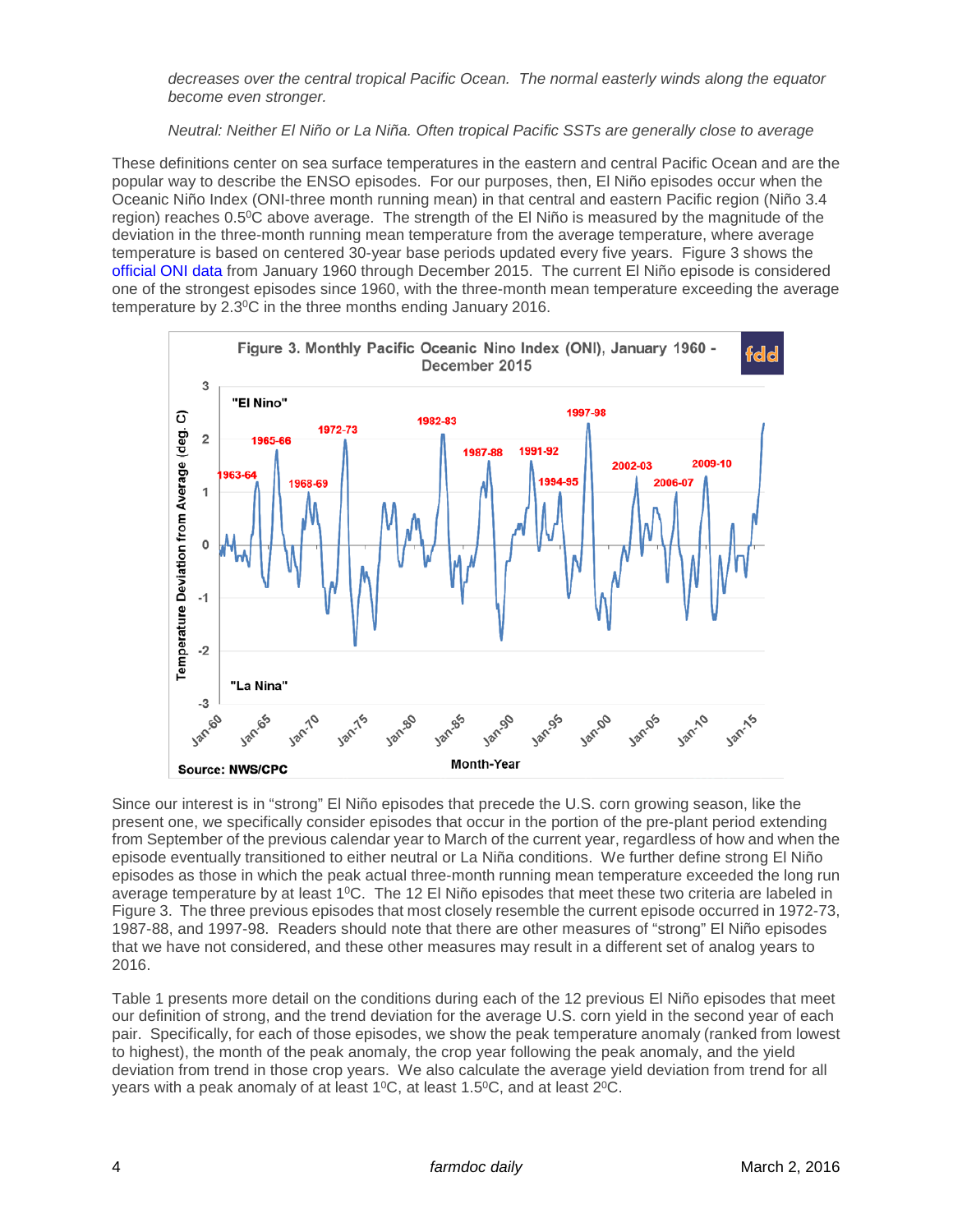*decreases over the central tropical Pacific Ocean. The normal easterly winds along the equator become even stronger.*

*Neutral: Neither El Niño or La Niña. Often tropical Pacific SSTs are generally close to average*

These definitions center on sea surface temperatures in the eastern and central Pacific Ocean and are the popular way to describe the ENSO episodes. For our purposes, then, El Niño episodes occur when the Oceanic Niño Index (ONI-three month running mean) in that central and eastern Pacific region (Niño 3.4 region) reaches $0.5^0$C above average. The strength of the El Niño is measured by the magnitude of the deviation in the three-month running mean temperature from the average temperature, where average temperature is based on centered 30-year base periods updated every five years. Figure 3 shows the official ONI data from January 1960 through December 2015. The current El Niño episode is considered one of the strongest episodes since 1960, with the three-month mean temperature exceeding the average temperature by $2.3^0$C in the three months ending January 2016.

Figure 3. Monthly Pacific Oceanic Nino Index (ONI), January 1960 - December 2015

Since our interest is in "strong" El Niño episodes that precede the U.S. corn growing season, like the present one, we specifically consider episodes that occur in the portion of the pre-plant period extending from September of the previous calendar year to March of the current year, regardless of how and when the episode eventually transitioned to either neutral or La Niña conditions. We further define strong El Niño episodes as those in which the peak actual three-month running mean temperature exceeded the long run average temperature by at least $1^0$C. The 12 El Niño episodes that meet these two criteria are labeled in Figure 3. The three previous episodes that most closely resemble the current episode occurred in 1972-73, 1987-88, and 1997-98. Readers should note that there are other measures of "strong" El Niño episodes that we have not considered, and these other measures may result in a different set of analog years to 2016.

Table 1 presents more detail on the conditions during each of the 12 previous El Niño episodes that meet our definition of strong, and the trend deviation for the average U.S. corn yield in the second year of each pair. Specifically, for each of those episodes, we show the peak temperature anomaly (ranked from lowest to highest), the month of the peak anomaly, the crop year following the peak anomaly, and the yield deviation from trend in those crop years. We also calculate the average yield deviation from trend for all years with a peak anomaly of at least $1^0$C, at least $1.5^0$C, and at least $2^0$C.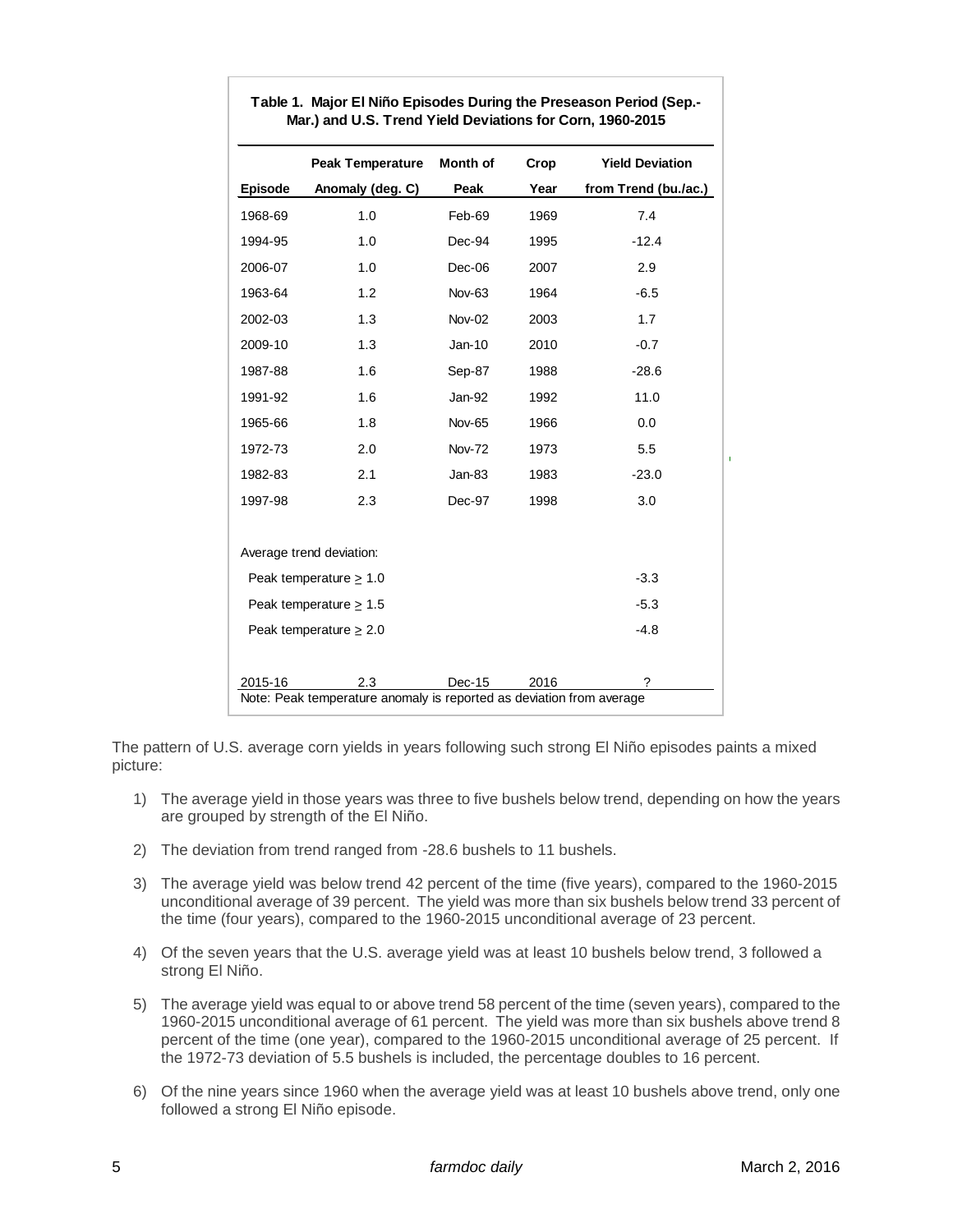**Table 1. Major El Niño Episodes During the Preseason Period (Sep.-Mar.) and U.S. Trend Yield Deviations for Corn, 1960-2015**

| Episode | Peak Temperature Anomaly (deg. C) | Month of Peak | Crop Year | Yield Deviation from Trend (bu./ac.) |
|---|---|---|---|---|
| 1968-69 | 1.0 | Feb-69 | 1969 | 7.4 |
| 1994-95 | 1.0 | Dec-94 | 1995 | -12.4 |
| 2006-07 | 1.0 | Dec-06 | 2007 | 2.9 |
| 1963-64 | 1.2 | Nov-63 | 1964 | -6.5 |
| 2002-03 | 1.3 | Nov-02 | 2003 | 1.7 |
| 2009-10 | 1.3 | Jan-10 | 2010 | -0.7 |
| 1987-88 | 1.6 | Sep-87 | 1988 | -28.6 |
| 1991-92 | 1.6 | Jan-92 | 1992 | 11.0 |
| 1965-66 | 1.8 | Nov-65 | 1966 | 0.0 |
| 1972-73 | 2.0 | Nov-72 | 1973 | 5.5 |
| 1982-83 | 2.1 | Jan-83 | 1983 | -23.0 |
| 1997-98 | 2.3 | Dec-97 | 1998 | 3.0 |
| Average trend deviation: | | | | |
| Peak temperature ≥ 1.0 | | | | -3.3 |
| Peak temperature ≥ 1.5 | | | | -5.3 |
| Peak temperature ≥ 2.0 | | | | -4.8 |
| 2015-16 | 2.3 | Dec-15 | 2016 | ? |

Note: Peak temperature anomaly is reported as deviation from average

The pattern of U.S. average corn yields in years following such strong El Niño episodes paints a mixed picture:

1) The average yield in those years was three to five bushels below trend, depending on how the years are grouped by strength of the El Niño.

2) The deviation from trend ranged from -28.6 bushels to 11 bushels.

3) The average yield was below trend 42 percent of the time (five years), compared to the 1960-2015 unconditional average of 39 percent. The yield was more than six bushels below trend 33 percent of the time (four years), compared to the 1960-2015 unconditional average of 23 percent.

4) Of the seven years that the U.S. average yield was at least 10 bushels below trend, 3 followed a strong El Niño.

5) The average yield was equal to or above trend 58 percent of the time (seven years), compared to the 1960-2015 unconditional average of 61 percent. The yield was more than six bushels above trend 8 percent of the time (one year), compared to the 1960-2015 unconditional average of 25 percent. If the 1972-73 deviation of 5.5 bushels is included, the percentage doubles to 16 percent.

6) Of the nine years since 1960 when the average yield was at least 10 bushels above trend, only one followed a strong El Niño episode.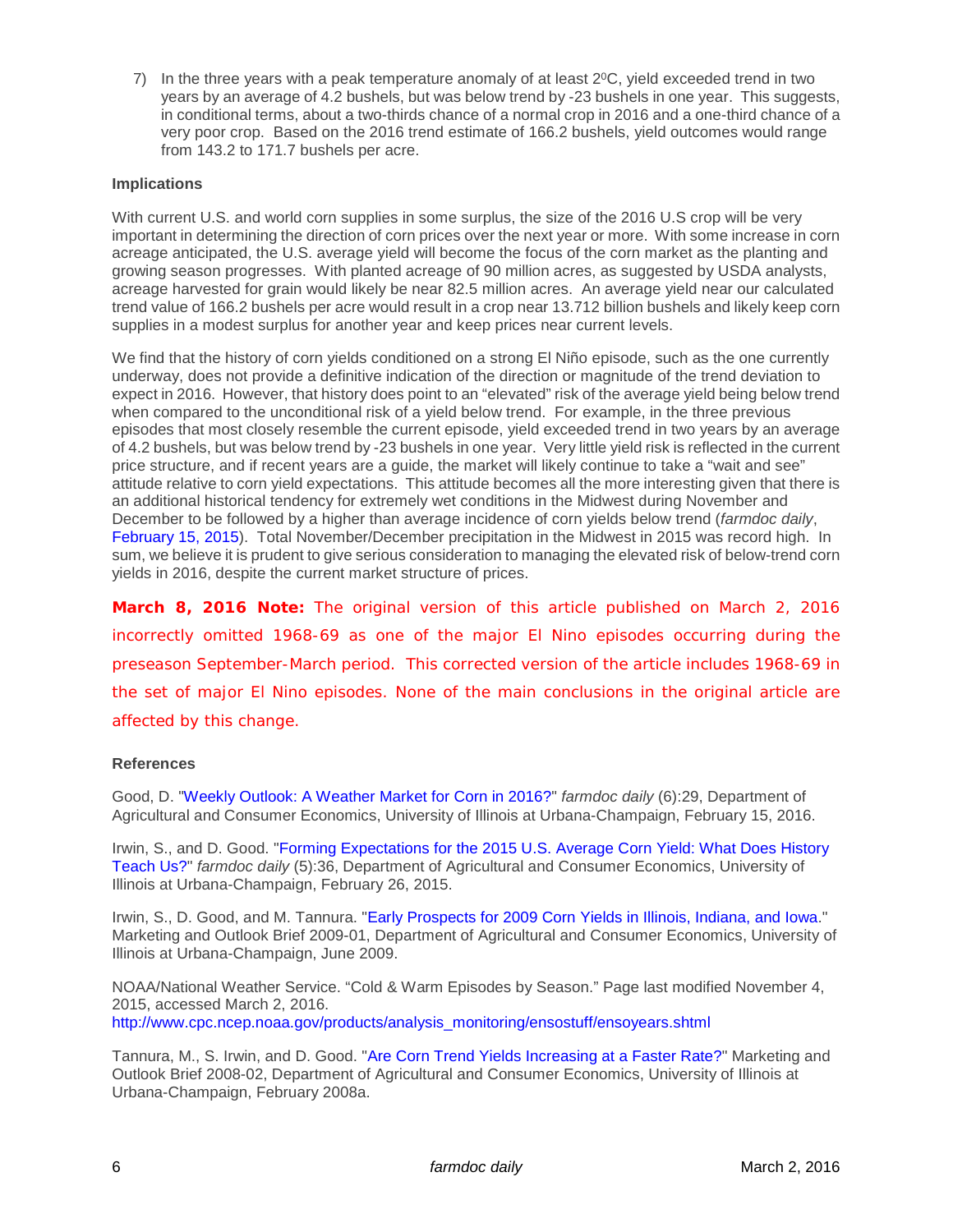7) In the three years with a peak temperature anomaly of at least 2ºC, yield exceeded trend in two years by an average of 4.2 bushels, but was below trend by -23 bushels in one year. This suggests, in conditional terms, about a two-thirds chance of a normal crop in 2016 and a one-third chance of a very poor crop. Based on the 2016 trend estimate of 166.2 bushels, yield outcomes would range from 143.2 to 171.7 bushels per acre.

**Implications**

With current U.S. and world corn supplies in some surplus, the size of the 2016 U.S crop will be very important in determining the direction of corn prices over the next year or more. With some increase in corn acreage anticipated, the U.S. average yield will become the focus of the corn market as the planting and growing season progresses. With planted acreage of 90 million acres, as suggested by USDA analysts, acreage harvested for grain would likely be near 82.5 million acres. An average yield near our calculated trend value of 166.2 bushels per acre would result in a crop near 13.712 billion bushels and likely keep corn supplies in a modest surplus for another year and keep prices near current levels.

We find that the history of corn yields conditioned on a strong El Niño episode, such as the one currently underway, does not provide a definitive indication of the direction or magnitude of the trend deviation to expect in 2016. However, that history does point to an "elevated" risk of the average yield being below trend when compared to the unconditional risk of a yield below trend. For example, in the three previous episodes that most closely resemble the current episode, yield exceeded trend in two years by an average of 4.2 bushels, but was below trend by -23 bushels in one year. Very little yield risk is reflected in the current price structure, and if recent years are a guide, the market will likely continue to take a "wait and see" attitude relative to corn yield expectations. This attitude becomes all the more interesting given that there is an additional historical tendency for extremely wet conditions in the Midwest during November and December to be followed by a higher than average incidence of corn yields below trend (*farmdoc daily*, February 15, 2015). Total November/December precipitation in the Midwest in 2015 was record high. In sum, we believe it is prudent to give serious consideration to managing the elevated risk of below-trend corn yields in 2016, despite the current market structure of prices.

**March 8, 2016 Note:** The original version of this article published on March 2, 2016 incorrectly omitted 1968-69 as one of the major El Nino episodes occurring during the preseason September-March period. This corrected version of the article includes 1968-69 in the set of major El Nino episodes. None of the main conclusions in the original article are affected by this change.

**References**

Good, D. "Weekly Outlook: A Weather Market for Corn in 2016?" *farmdoc daily* (6):29, Department of Agricultural and Consumer Economics, University of Illinois at Urbana-Champaign, February 15, 2016.

Irwin, S., and D. Good. "Forming Expectations for the 2015 U.S. Average Corn Yield: What Does History Teach Us?" *farmdoc daily* (5):36, Department of Agricultural and Consumer Economics, University of Illinois at Urbana-Champaign, February 26, 2015.

Irwin, S., D. Good, and M. Tannura. "Early Prospects for 2009 Corn Yields in Illinois, Indiana, and Iowa." Marketing and Outlook Brief 2009-01, Department of Agricultural and Consumer Economics, University of Illinois at Urbana-Champaign, June 2009.

NOAA/National Weather Service. "Cold & Warm Episodes by Season." Page last modified November 4, 2015, accessed March 2, 2016.
http://www.cpc.ncep.noaa.gov/products/analysis_monitoring/ensostuff/ensoyears.shtml

Tannura, M., S. Irwin, and D. Good. "Are Corn Trend Yields Increasing at a Faster Rate?" Marketing and Outlook Brief 2008-02, Department of Agricultural and Consumer Economics, University of Illinois at Urbana-Champaign, February 2008a.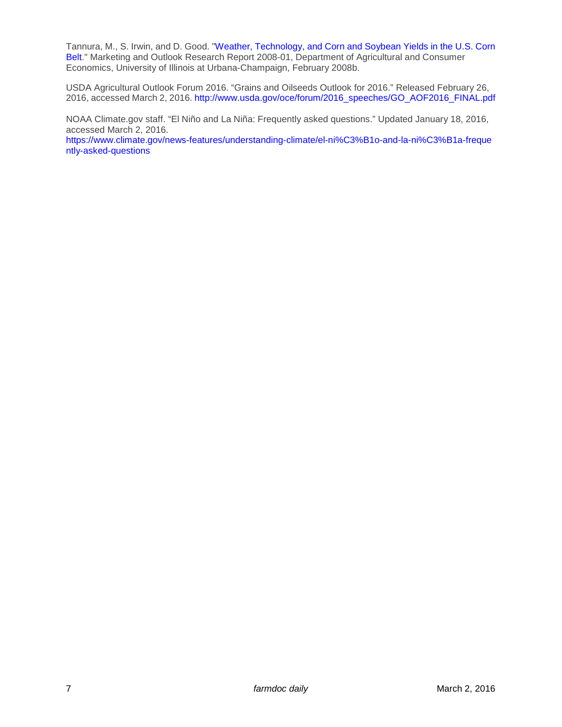Tannura, M., S. Irwin, and D. Good. "Weather, Technology, and Corn and Soybean Yields in the U.S. Corn Belt." Marketing and Outlook Research Report 2008-01, Department of Agricultural and Consumer Economics, University of Illinois at Urbana-Champaign, February 2008b.

USDA Agricultural Outlook Forum 2016. "Grains and Oilseeds Outlook for 2016." Released February 26, 2016, accessed March 2, 2016. http://www.usda.gov/oce/forum/2016_speeches/GO_AOF2016_FINAL.pdf

NOAA Climate.gov staff. "El Niño and La Niña: Frequently asked questions." Updated January 18, 2016, accessed March 2, 2016. https://www.climate.gov/news-features/understanding-climate/el-ni%C3%B1o-and-la-ni%C3%B1a-frequently-asked-questions